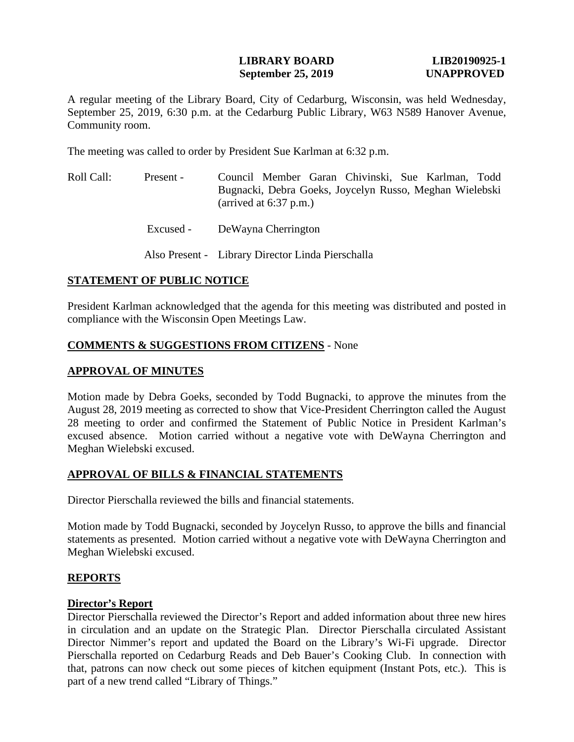**LIBRARY BOARD** **LIB20190925-1**
**September 25, 2019** **UNAPPROVED**

A regular meeting of the Library Board, City of Cedarburg, Wisconsin, was held Wednesday, September 25, 2019, 6:30 p.m. at the Cedarburg Public Library, W63 N589 Hanover Avenue, Community room.

The meeting was called to order by President Sue Karlman at 6:32 p.m.

Roll Call: Present - Council Member Garan Chivinski, Sue Karlman, Todd Bugnacki, Debra Goeks, Joycelyn Russo, Meghan Wielebski (arrived at 6:37 p.m.)

Excused - DeWayna Cherrington

Also Present - Library Director Linda Pierschalla

## STATEMENT OF PUBLIC NOTICE

President Karlman acknowledged that the agenda for this meeting was distributed and posted in compliance with the Wisconsin Open Meetings Law.

## COMMENTS & SUGGESTIONS FROM CITIZENS - None

## APPROVAL OF MINUTES

Motion made by Debra Goeks, seconded by Todd Bugnacki, to approve the minutes from the August 28, 2019 meeting as corrected to show that Vice-President Cherrington called the August 28 meeting to order and confirmed the Statement of Public Notice in President Karlman's excused absence. Motion carried without a negative vote with DeWayna Cherrington and Meghan Wielebski excused.

## APPROVAL OF BILLS & FINANCIAL STATEMENTS

Director Pierschalla reviewed the bills and financial statements.

Motion made by Todd Bugnacki, seconded by Joycelyn Russo, to approve the bills and financial statements as presented. Motion carried without a negative vote with DeWayna Cherrington and Meghan Wielebski excused.

## REPORTS

### Director's Report

Director Pierschalla reviewed the Director's Report and added information about three new hires in circulation and an update on the Strategic Plan. Director Pierschalla circulated Assistant Director Nimmer's report and updated the Board on the Library's Wi-Fi upgrade. Director Pierschalla reported on Cedarburg Reads and Deb Bauer's Cooking Club. In connection with that, patrons can now check out some pieces of kitchen equipment (Instant Pots, etc.). This is part of a new trend called "Library of Things."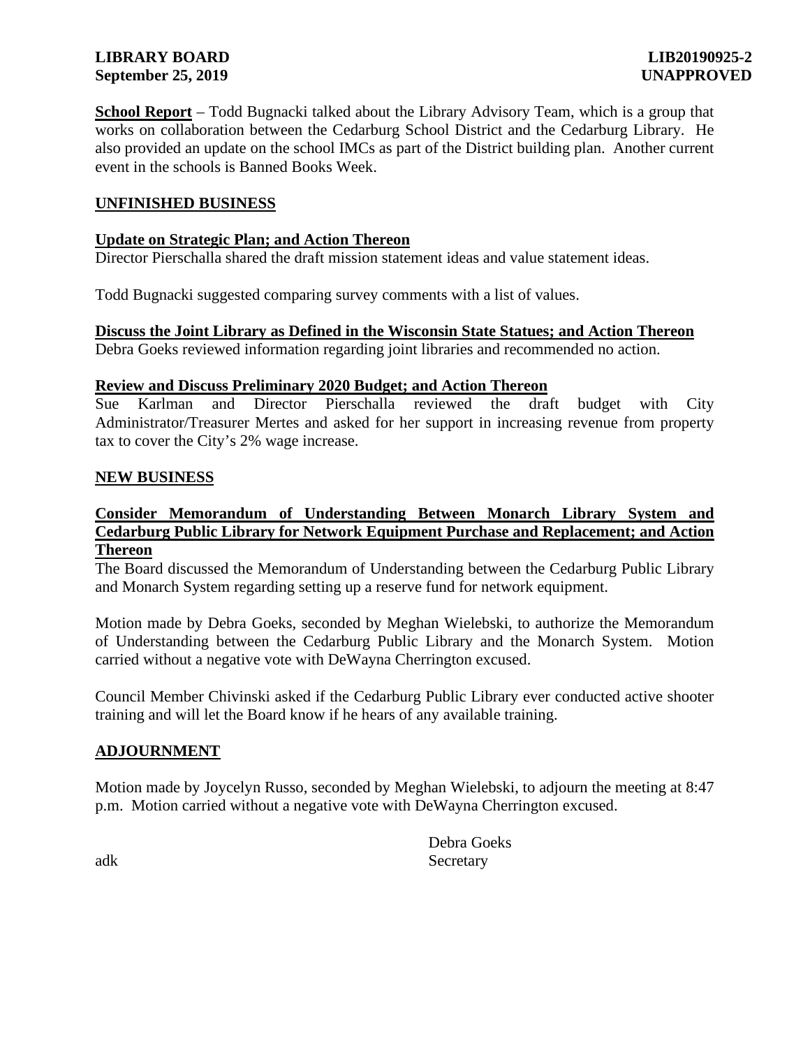**School Report** – Todd Bugnacki talked about the Library Advisory Team, which is a group that works on collaboration between the Cedarburg School District and the Cedarburg Library. He also provided an update on the school IMCs as part of the District building plan. Another current event in the schools is Banned Books Week.

## UNFINISHED BUSINESS

### Update on Strategic Plan; and Action Thereon

Director Pierschalla shared the draft mission statement ideas and value statement ideas.

Todd Bugnacki suggested comparing survey comments with a list of values.

### Discuss the Joint Library as Defined in the Wisconsin State Statues; and Action Thereon

Debra Goeks reviewed information regarding joint libraries and recommended no action.

### Review and Discuss Preliminary 2020 Budget; and Action Thereon

Sue Karlman and Director Pierschalla reviewed the draft budget with City Administrator/Treasurer Mertes and asked for her support in increasing revenue from property tax to cover the City's 2% wage increase.

## NEW BUSINESS

### Consider Memorandum of Understanding Between Monarch Library System and Cedarburg Public Library for Network Equipment Purchase and Replacement; and Action Thereon

The Board discussed the Memorandum of Understanding between the Cedarburg Public Library and Monarch System regarding setting up a reserve fund for network equipment.

Motion made by Debra Goeks, seconded by Meghan Wielebski, to authorize the Memorandum of Understanding between the Cedarburg Public Library and the Monarch System. Motion carried without a negative vote with DeWayna Cherrington excused.

Council Member Chivinski asked if the Cedarburg Public Library ever conducted active shooter training and will let the Board know if he hears of any available training.

## ADJOURNMENT

Motion made by Joycelyn Russo, seconded by Meghan Wielebski, to adjourn the meeting at 8:47 p.m. Motion carried without a negative vote with DeWayna Cherrington excused.

Debra Goeks
Secretary

adk